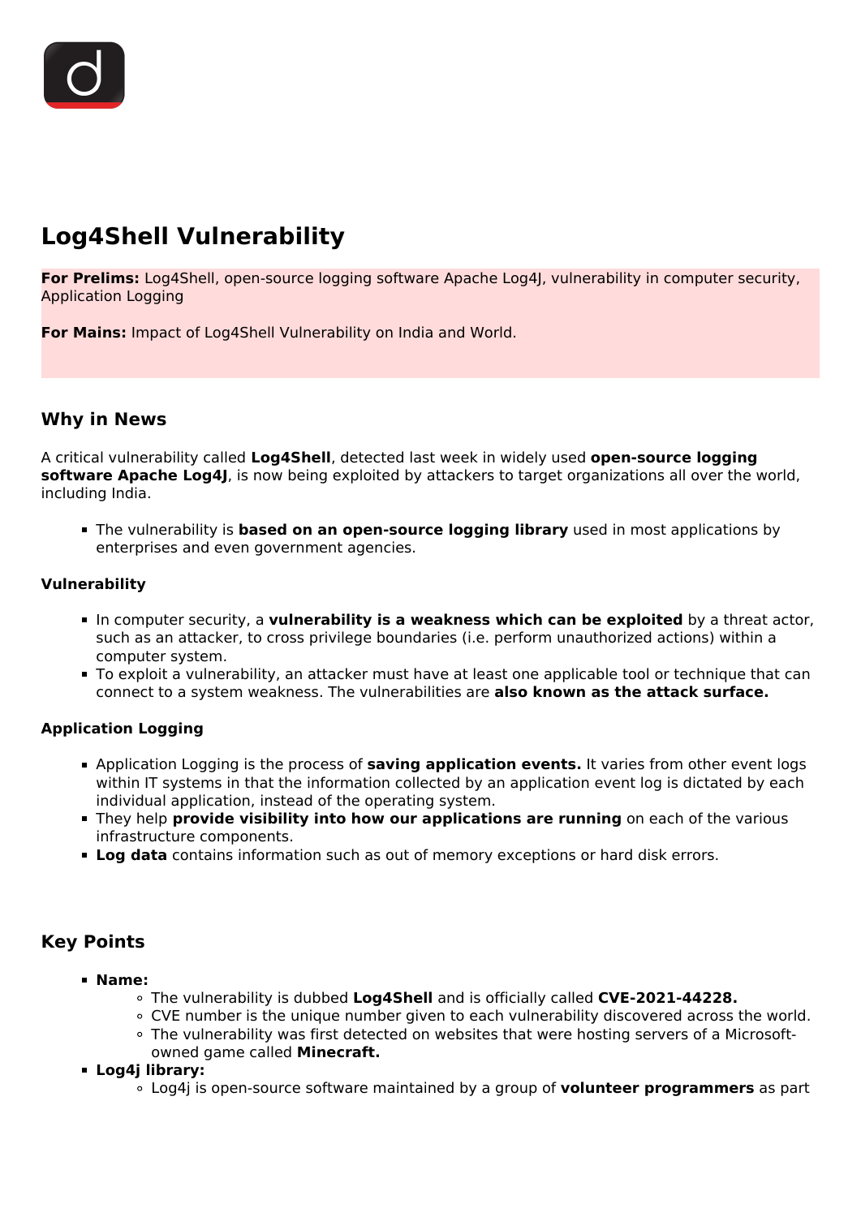# Log4Shell Vulnerability

**For Prelims:** Log4Shell, open-source logging software Apache Log4J, vulnerability in computer security, Application Logging

**For Mains:** Impact of Log4Shell Vulnerability on India and World.

## Why in News

A critical vulnerability called **Log4Shell**, detected last week in widely used **open-source logging software Apache Log4J**, is now being exploited by attackers to target organizations all over the world, including India.

- The vulnerability is **based on an open-source logging library** used in most applications by enterprises and even government agencies.

### Vulnerability

- In computer security, a **vulnerability is a weakness which can be exploited** by a threat actor, such as an attacker, to cross privilege boundaries (i.e. perform unauthorized actions) within a computer system.
- To exploit a vulnerability, an attacker must have at least one applicable tool or technique that can connect to a system weakness. The vulnerabilities are **also known as the attack surface.**

### Application Logging

- Application Logging is the process of **saving application events.** It varies from other event logs within IT systems in that the information collected by an application event log is dictated by each individual application, instead of the operating system.
- They help **provide visibility into how our applications are running** on each of the various infrastructure components.
- **Log data** contains information such as out of memory exceptions or hard disk errors.

## Key Points

- **Name:**
  - The vulnerability is dubbed **Log4Shell** and is officially called **CVE-2021-44228.**
  - CVE number is the unique number given to each vulnerability discovered across the world.
  - The vulnerability was first detected on websites that were hosting servers of a Microsoft-owned game called **Minecraft.**
- **Log4j library:**
  - Log4j is open-source software maintained by a group of **volunteer programmers** as part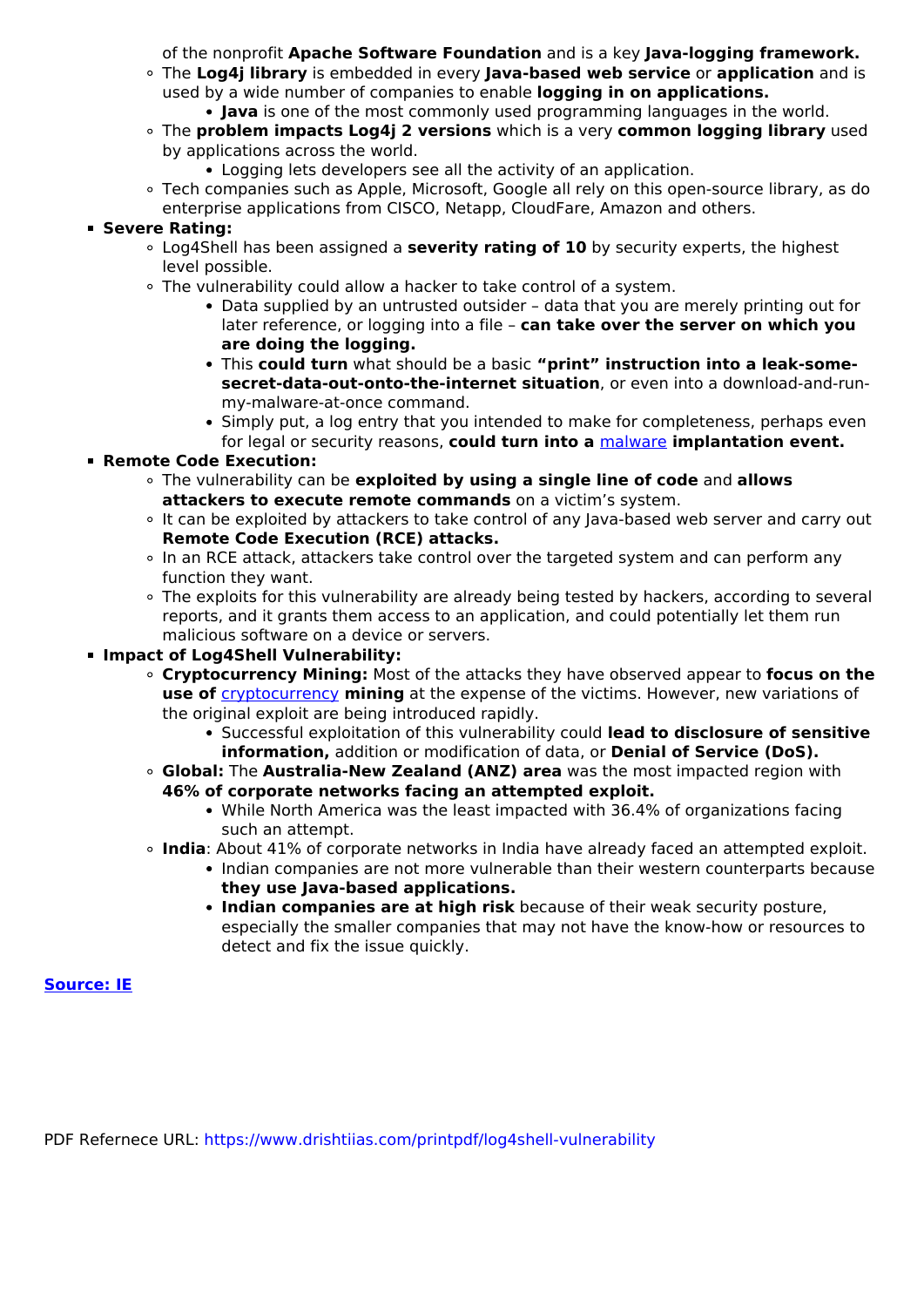of the nonprofit **Apache Software Foundation** and is a key **Java-logging framework.**
    - The **Log4j library** is embedded in every **Java-based web service** or **application** and is used by a wide number of companies to enable **logging in on applications.**
        - **Java** is one of the most commonly used programming languages in the world.
    - The **problem impacts Log4j 2 versions** which is a very **common logging library** used by applications across the world.
        - Logging lets developers see all the activity of an application.
    - Tech companies such as Apple, Microsoft, Google all rely on this open-source library, as do enterprise applications from CISCO, Netapp, CloudFare, Amazon and others.
- **Severe Rating:**
    - Log4Shell has been assigned a **severity rating of 10** by security experts, the highest level possible.
    - The vulnerability could allow a hacker to take control of a system.
        - Data supplied by an untrusted outsider – data that you are merely printing out for later reference, or logging into a file – **can take over the server on which you are doing the logging.**
        - This **could turn** what should be a basic **"print" instruction into a leak-some-secret-data-out-onto-the-internet situation**, or even into a download-and-run-my-malware-at-once command.
        - Simply put, a log entry that you intended to make for completeness, perhaps even for legal or security reasons, **could turn into a** malware **implantation event.**
- **Remote Code Execution:**
    - The vulnerability can be **exploited by using a single line of code** and **allows attackers to execute remote commands** on a victim's system.
    - It can be exploited by attackers to take control of any Java-based web server and carry out **Remote Code Execution (RCE) attacks.**
    - In an RCE attack, attackers take control over the targeted system and can perform any function they want.
    - The exploits for this vulnerability are already being tested by hackers, according to several reports, and it grants them access to an application, and could potentially let them run malicious software on a device or servers.
- **Impact of Log4Shell Vulnerability:**
    - **Cryptocurrency Mining:** Most of the attacks they have observed appear to **focus on the use of** cryptocurrency **mining** at the expense of the victims. However, new variations of the original exploit are being introduced rapidly.
        - Successful exploitation of this vulnerability could **lead to disclosure of sensitive information,** addition or modification of data, or **Denial of Service (DoS).**
    - **Global:** The **Australia-New Zealand (ANZ) area** was the most impacted region with **46% of corporate networks facing an attempted exploit.**
        - While North America was the least impacted with 36.4% of organizations facing such an attempt.
    - **India**: About 41% of corporate networks in India have already faced an attempted exploit.
        - Indian companies are not more vulnerable than their western counterparts because **they use Java-based applications.**
        - **Indian companies are at high risk** because of their weak security posture, especially the smaller companies that may not have the know-how or resources to detect and fix the issue quickly.

**Source: IE**

PDF Refernece URL: https://www.drishtiias.com/printpdf/log4shell-vulnerability